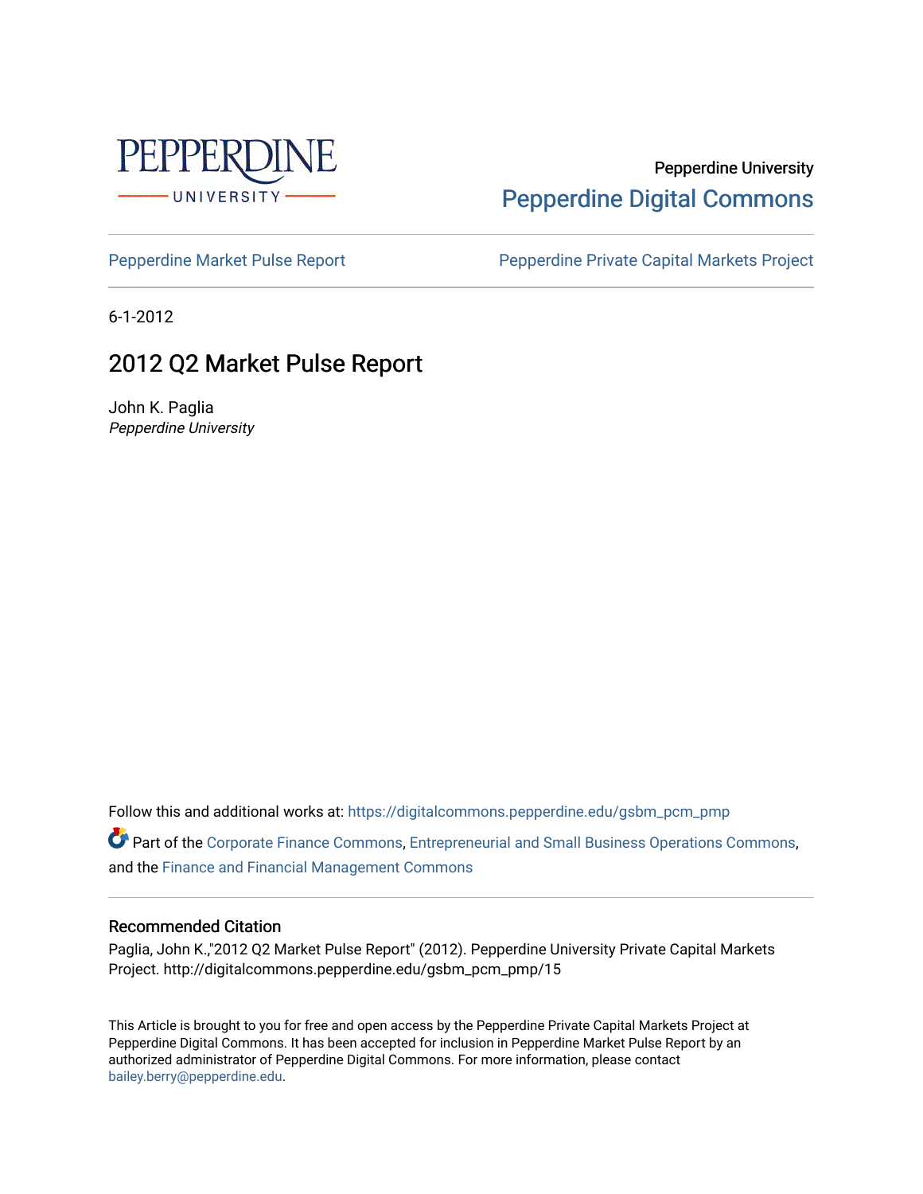Pepperdine University

Pepperdine Digital Commons

Pepperdine Market Pulse Report

Pepperdine Private Capital Markets Project

6-1-2012

# 2012 Q2 Market Pulse Report

John K. Paglia

*Pepperdine University*

Follow this and additional works at: https://digitalcommons.pepperdine.edu/gsbm_pcm_pmp

Part of the Corporate Finance Commons, Entrepreneurial and Small Business Operations Commons, and the Finance and Financial Management Commons

### Recommended Citation

Paglia, John K.,"2012 Q2 Market Pulse Report" (2012). Pepperdine University Private Capital Markets Project. http://digitalcommons.pepperdine.edu/gsbm_pcm_pmp/15

This Article is brought to you for free and open access by the Pepperdine Private Capital Markets Project at Pepperdine Digital Commons. It has been accepted for inclusion in Pepperdine Market Pulse Report by an authorized administrator of Pepperdine Digital Commons. For more information, please contact bailey.berry@pepperdine.edu.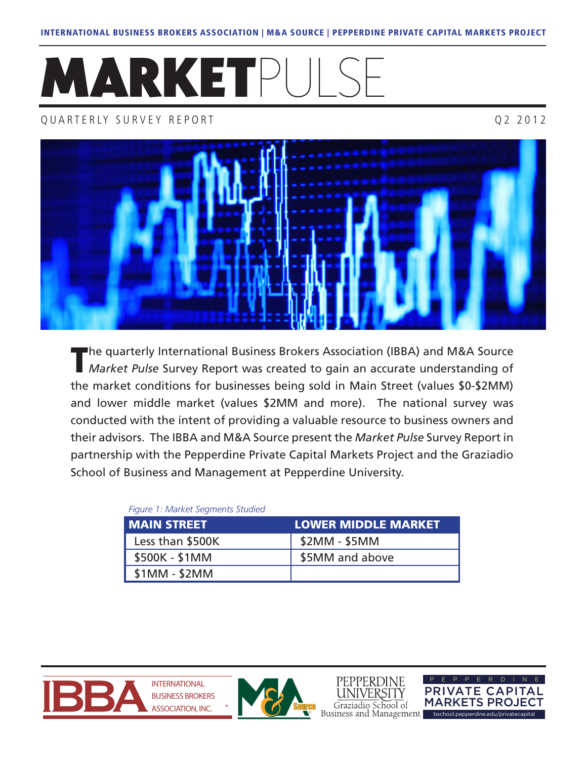INTERNATIONAL BUSINESS BROKERS ASSOCIATION | M&A SOURCE | PEPPERDINE PRIVATE CAPITAL MARKETS PROJECT

# MARKETPULSE

QUARTERLY SURVEY REPORT

Q2 2012

The quarterly International Business Brokers Association (IBBA) and M&A Source *Market Pulse* Survey Report was created to gain an accurate understanding of the market conditions for businesses being sold in Main Street (values $0-$2MM) and lower middle market (values $2MM and more). The national survey was conducted with the intent of providing a valuable resource to business owners and their advisors. The IBBA and M&A Source present the *Market Pulse* Survey Report in partnership with the Pepperdine Private Capital Markets Project and the Graziadio School of Business and Management at Pepperdine University.

*Figure 1: Market Segments Studied*

| MAIN STREET | LOWER MIDDLE MARKET |
|---|---|
| Less than $500K | $2MM - $5MM |
| $500K - $1MM | $5MM and above |
| $1MM - $2MM | |

IBBA INTERNATIONAL BUSINESS BROKERS ASSOCIATION, INC.

M&A Source

PEPPERDINE UNIVERSITY Graziadio School of Business and Management

PEPPERDINE PRIVATE CAPITAL MARKETS PROJECT bschool.pepperdine.edu/privatecapital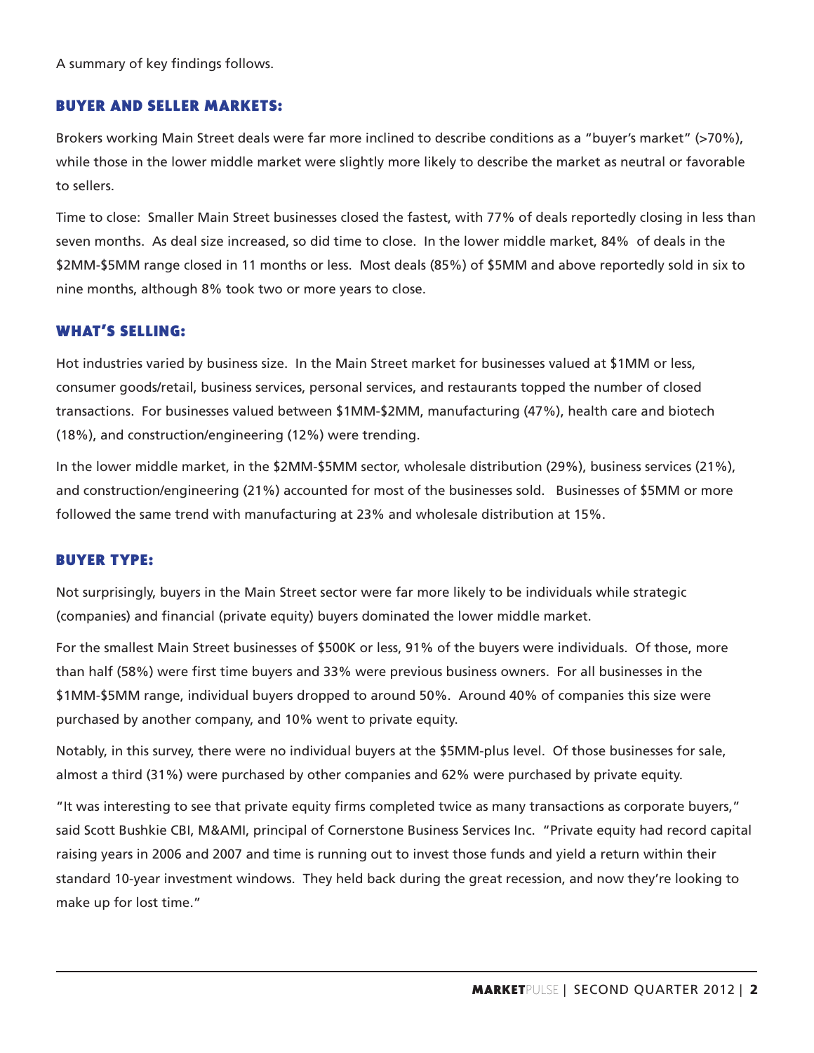A summary of key findings follows.

## BUYER AND SELLER MARKETS:

Brokers working Main Street deals were far more inclined to describe conditions as a "buyer's market" (>70%), while those in the lower middle market were slightly more likely to describe the market as neutral or favorable to sellers.

Time to close: Smaller Main Street businesses closed the fastest, with 77% of deals reportedly closing in less than seven months. As deal size increased, so did time to close. In the lower middle market, 84% of deals in the $2MM-$5MM range closed in 11 months or less. Most deals (85%) of $5MM and above reportedly sold in six to nine months, although 8% took two or more years to close.

## WHAT'S SELLING:

Hot industries varied by business size. In the Main Street market for businesses valued at $1MM or less, consumer goods/retail, business services, personal services, and restaurants topped the number of closed transactions. For businesses valued between $1MM-$2MM, manufacturing (47%), health care and biotech (18%), and construction/engineering (12%) were trending.

In the lower middle market, in the $2MM-$5MM sector, wholesale distribution (29%), business services (21%), and construction/engineering (21%) accounted for most of the businesses sold. Businesses of $5MM or more followed the same trend with manufacturing at 23% and wholesale distribution at 15%.

## BUYER TYPE:

Not surprisingly, buyers in the Main Street sector were far more likely to be individuals while strategic (companies) and financial (private equity) buyers dominated the lower middle market.

For the smallest Main Street businesses of $500K or less, 91% of the buyers were individuals. Of those, more than half (58%) were first time buyers and 33% were previous business owners. For all businesses in the $1MM-$5MM range, individual buyers dropped to around 50%. Around 40% of companies this size were purchased by another company, and 10% went to private equity.

Notably, in this survey, there were no individual buyers at the $5MM-plus level. Of those businesses for sale, almost a third (31%) were purchased by other companies and 62% were purchased by private equity.

"It was interesting to see that private equity firms completed twice as many transactions as corporate buyers," said Scott Bushkie CBI, M&AMI, principal of Cornerstone Business Services Inc. "Private equity had record capital raising years in 2006 and 2007 and time is running out to invest those funds and yield a return within their standard 10-year investment windows. They held back during the great recession, and now they're looking to make up for lost time."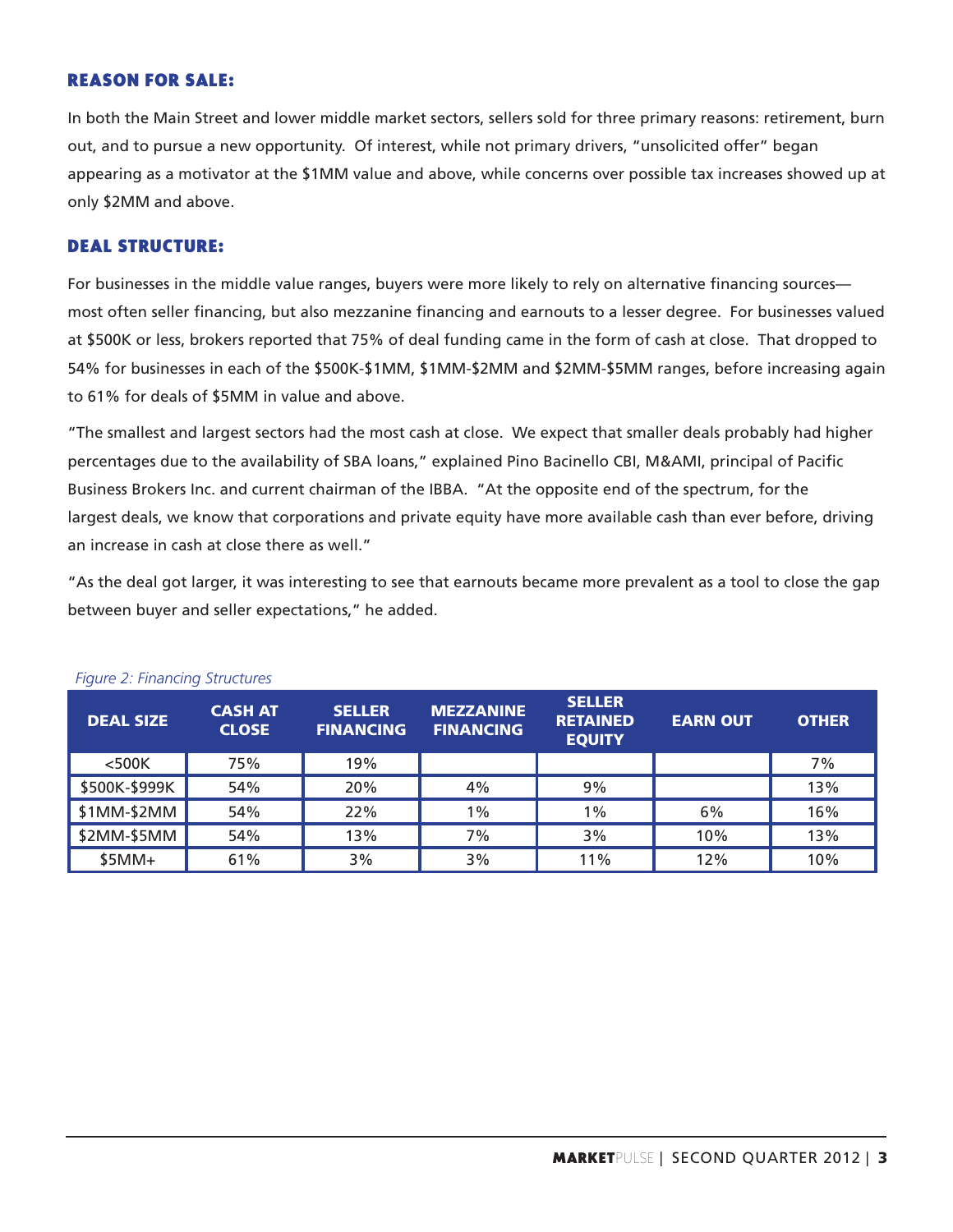## REASON FOR SALE:

In both the Main Street and lower middle market sectors, sellers sold for three primary reasons: retirement, burn out, and to pursue a new opportunity. Of interest, while not primary drivers, "unsolicited offer" began appearing as a motivator at the $1MM value and above, while concerns over possible tax increases showed up at only $2MM and above.

## DEAL STRUCTURE:

For businesses in the middle value ranges, buyers were more likely to rely on alternative financing sources—most often seller financing, but also mezzanine financing and earnouts to a lesser degree. For businesses valued at $500K or less, brokers reported that 75% of deal funding came in the form of cash at close. That dropped to 54% for businesses in each of the $500K-$1MM, $1MM-$2MM and $2MM-$5MM ranges, before increasing again to 61% for deals of $5MM in value and above.

"The smallest and largest sectors had the most cash at close. We expect that smaller deals probably had higher percentages due to the availability of SBA loans," explained Pino Bacinello CBI, M&AMI, principal of Pacific Business Brokers Inc. and current chairman of the IBBA. "At the opposite end of the spectrum, for the largest deals, we know that corporations and private equity have more available cash than ever before, driving an increase in cash at close there as well."

"As the deal got larger, it was interesting to see that earnouts became more prevalent as a tool to close the gap between buyer and seller expectations," he added.

*Figure 2: Financing Structures*

| DEAL SIZE | CASH AT CLOSE | SELLER FINANCING | MEZZANINE FINANCING | SELLER RETAINED EQUITY | EARN OUT | OTHER |
|---|---|---|---|---|---|---|
| <500K | 75% | 19% | | | | 7% |
| $500K-$999K | 54% | 20% | 4% | 9% | | 13% |
| $1MM-$2MM | 54% | 22% | 1% | 1% | 6% | 16% |
| $2MM-$5MM | 54% | 13% | 7% | 3% | 10% | 13% |
| $5MM+ | 61% | 3% | 3% | 11% | 12% | 10% |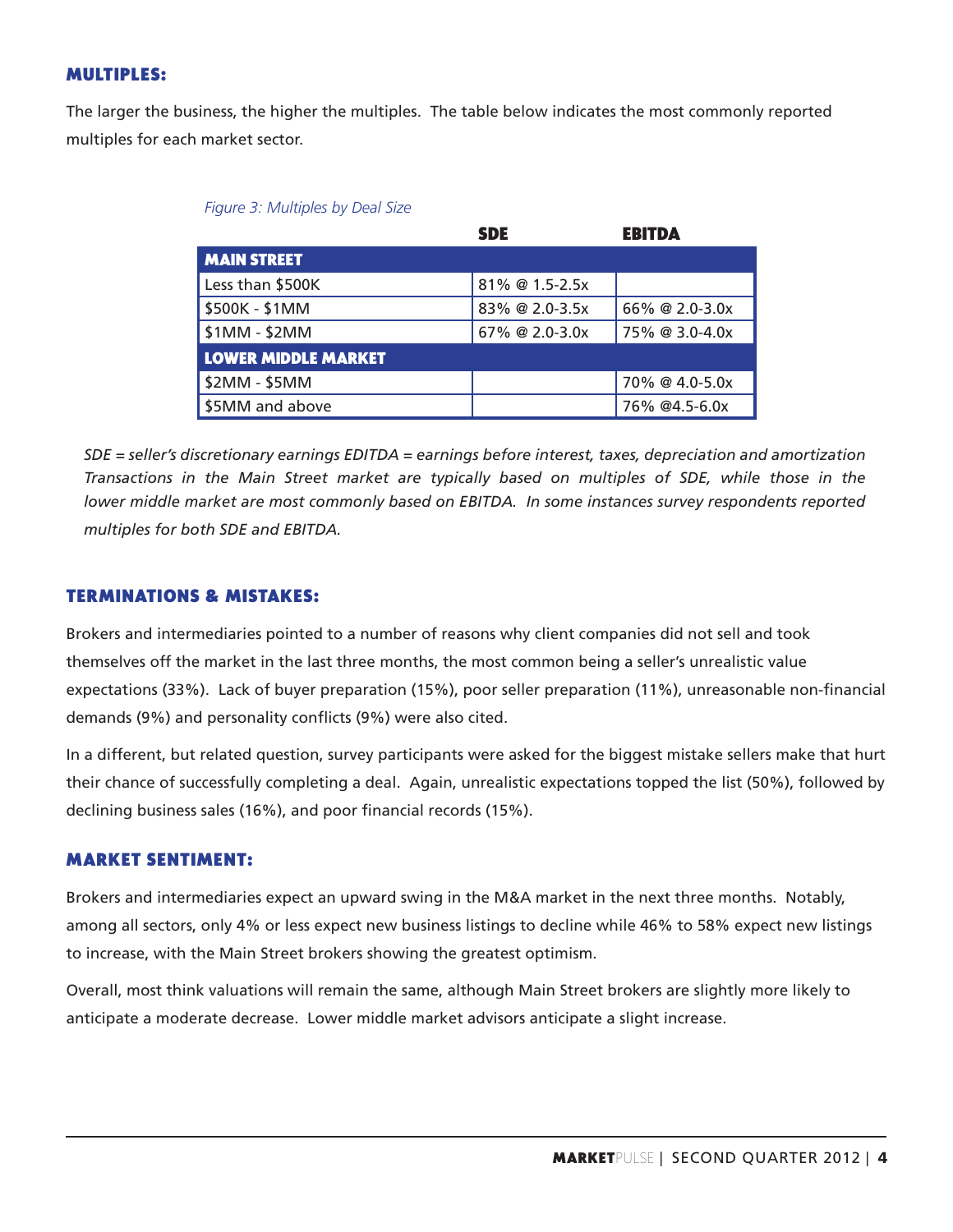## MULTIPLES:

The larger the business, the higher the multiples. The table below indicates the most commonly reported multiples for each market sector.

*Figure 3: Multiples by Deal Size*

| | SDE | EBITDA |
|---|---|---|
| **MAIN STREET** | | |
| Less than $500K | 81% @ 1.5-2.5x | |
| $500K - $1MM | 83% @ 2.0-3.5x | 66% @ 2.0-3.0x |
| $1MM - $2MM | 67% @ 2.0-3.0x | 75% @ 3.0-4.0x |
| **LOWER MIDDLE MARKET** | | |
| $2MM - $5MM | | 70% @ 4.0-5.0x |
| $5MM and above | | 76% @4.5-6.0x |

*SDE = seller's discretionary earnings EDITDA = earnings before interest, taxes, depreciation and amortization Transactions in the Main Street market are typically based on multiples of SDE, while those in the lower middle market are most commonly based on EBITDA. In some instances survey respondents reported multiples for both SDE and EBITDA.*

## TERMINATIONS & MISTAKES:

Brokers and intermediaries pointed to a number of reasons why client companies did not sell and took themselves off the market in the last three months, the most common being a seller's unrealistic value expectations (33%). Lack of buyer preparation (15%), poor seller preparation (11%), unreasonable non-financial demands (9%) and personality conflicts (9%) were also cited.

In a different, but related question, survey participants were asked for the biggest mistake sellers make that hurt their chance of successfully completing a deal. Again, unrealistic expectations topped the list (50%), followed by declining business sales (16%), and poor financial records (15%).

## MARKET SENTIMENT:

Brokers and intermediaries expect an upward swing in the M&A market in the next three months. Notably, among all sectors, only 4% or less expect new business listings to decline while 46% to 58% expect new listings to increase, with the Main Street brokers showing the greatest optimism.

Overall, most think valuations will remain the same, although Main Street brokers are slightly more likely to anticipate a moderate decrease. Lower middle market advisors anticipate a slight increase.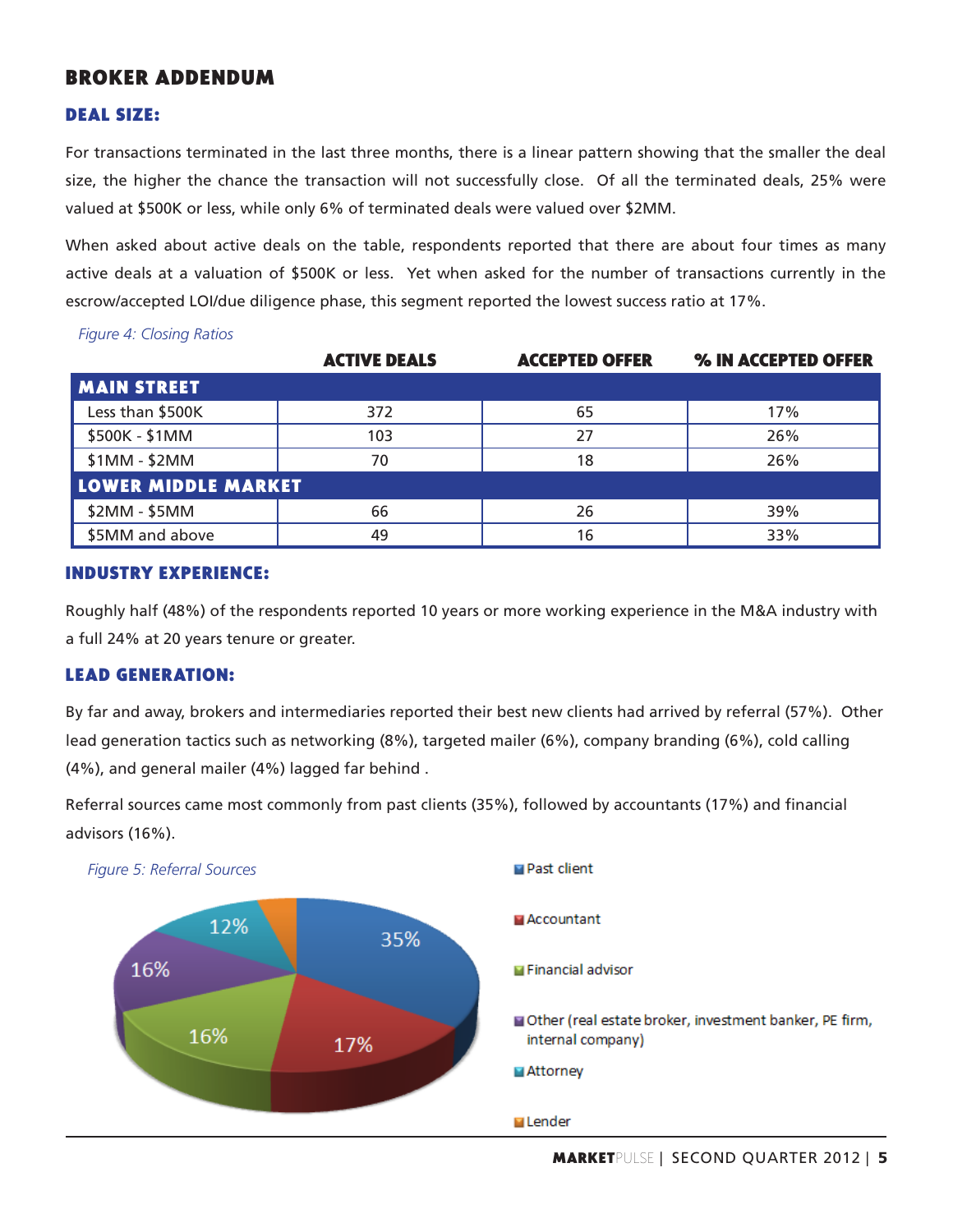## BROKER ADDENDUM

### DEAL SIZE:

For transactions terminated in the last three months, there is a linear pattern showing that the smaller the deal size, the higher the chance the transaction will not successfully close. Of all the terminated deals, 25% were valued at $500K or less, while only 6% of terminated deals were valued over $2MM.

When asked about active deals on the table, respondents reported that there are about four times as many active deals at a valuation of $500K or less. Yet when asked for the number of transactions currently in the escrow/accepted LOI/due diligence phase, this segment reported the lowest success ratio at 17%.

*Figure 4: Closing Ratios*

| | ACTIVE DEALS | ACCEPTED OFFER | % IN ACCEPTED OFFER |
|---|---|---|---|
| **MAIN STREET** | | | |
| Less than $500K | 372 | 65 | 17% |
| $500K - $1MM | 103 | 27 | 26% |
| $1MM - $2MM | 70 | 18 | 26% |
| **LOWER MIDDLE MARKET** | | | |
| $2MM - $5MM | 66 | 26 | 39% |
| $5MM and above | 49 | 16 | 33% |

### INDUSTRY EXPERIENCE:

Roughly half (48%) of the respondents reported 10 years or more working experience in the M&A industry with a full 24% at 20 years tenure or greater.

### LEAD GENERATION:

By far and away, brokers and intermediaries reported their best new clients had arrived by referral (57%). Other lead generation tactics such as networking (8%), targeted mailer (6%), company branding (6%), cold calling (4%), and general mailer (4%) lagged far behind .

Referral sources came most commonly from past clients (35%), followed by accountants (17%) and financial advisors (16%).

*Figure 5: Referral Sources*

| Referral Source | % |
|---|---|
| Past client | 35% |
| Accountant | 17% |
| Financial advisor | 16% |
| Other (real estate broker, investment banker, PE firm, internal company) | 16% |
| Attorney | 12% |
| Lender | |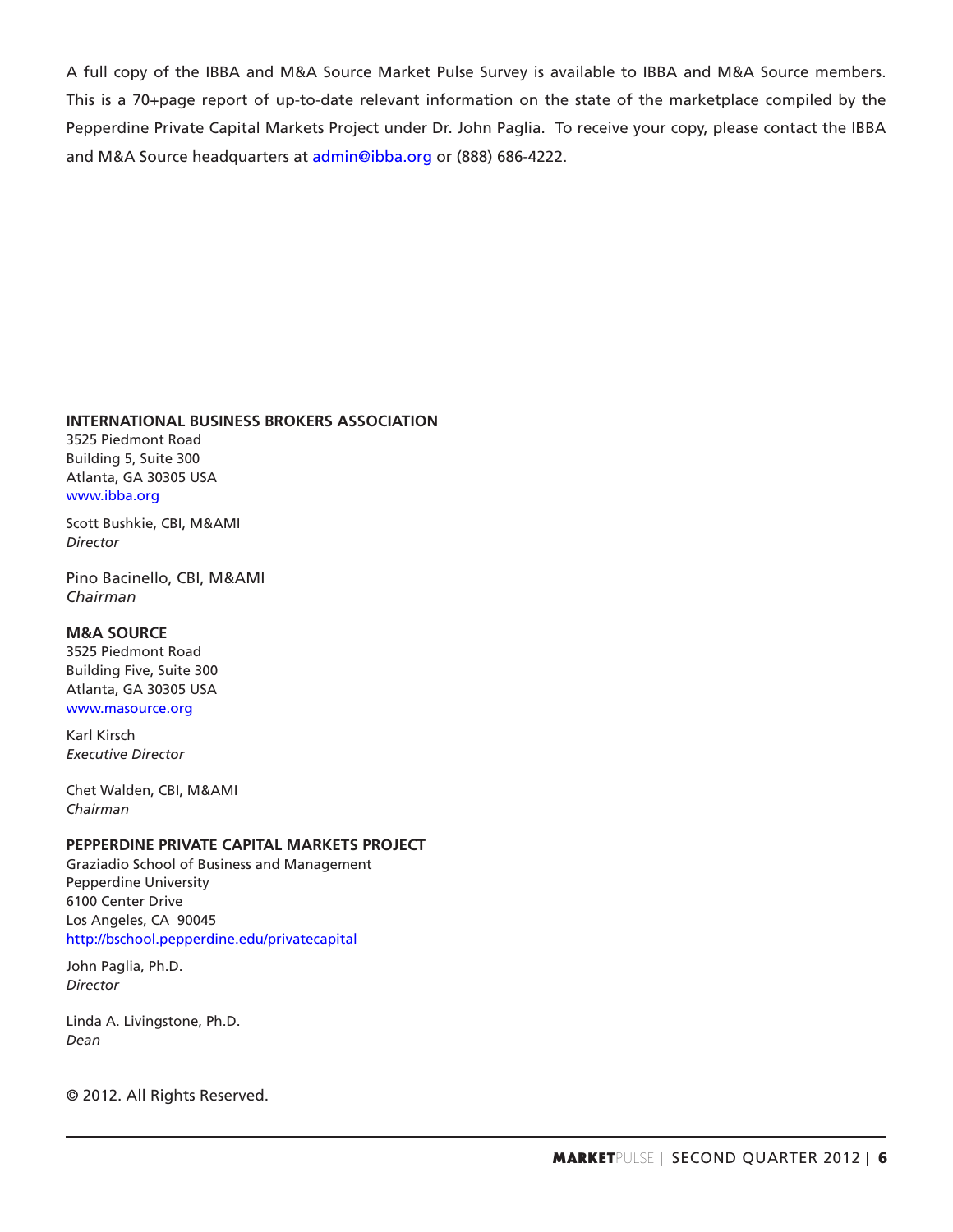A full copy of the IBBA and M&A Source Market Pulse Survey is available to IBBA and M&A Source members. This is a 70+page report of up-to-date relevant information on the state of the marketplace compiled by the Pepperdine Private Capital Markets Project under Dr. John Paglia. To receive your copy, please contact the IBBA and M&A Source headquarters at admin@ibba.org or (888) 686-4222.

**INTERNATIONAL BUSINESS BROKERS ASSOCIATION**
3525 Piedmont Road
Building 5, Suite 300
Atlanta, GA 30305 USA
www.ibba.org

Scott Bushkie, CBI, M&AMI
*Director*

Pino Bacinello, CBI, M&AMI
*Chairman*

**M&A SOURCE**
3525 Piedmont Road
Building Five, Suite 300
Atlanta, GA 30305 USA
www.masource.org

Karl Kirsch
*Executive Director*

Chet Walden, CBI, M&AMI
*Chairman*

**PEPPERDINE PRIVATE CAPITAL MARKETS PROJECT**
Graziadio School of Business and Management
Pepperdine University
6100 Center Drive
Los Angeles, CA 90045
http://bschool.pepperdine.edu/privatecapital

John Paglia, Ph.D.
*Director*

Linda A. Livingstone, Ph.D.
*Dean*

© 2012. All Rights Reserved.